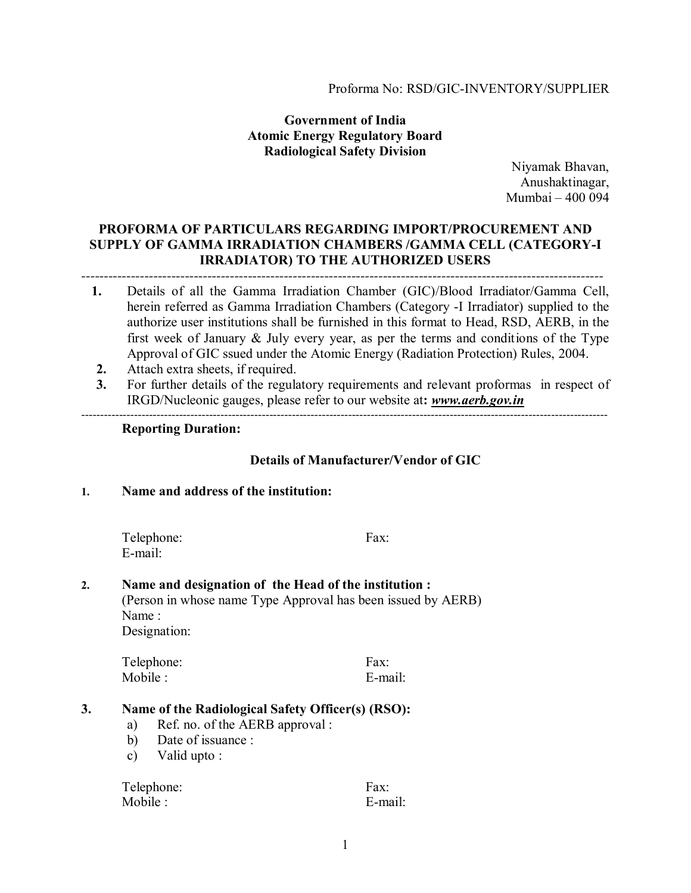Proforma No: RSD/GIC-INVENTORY/SUPPLIER

**Government of India**
**Atomic Energy Regulatory Board**
**Radiological Safety Division**

Niyamak Bhavan,
Anushaktinagar,
Mumbai – 400 094

## PROFORMA OF PARTICULARS REGARDING IMPORT/PROCUREMENT AND SUPPLY OF GAMMA IRRADIATION CHAMBERS /GAMMA CELL (CATEGORY-I IRRADIATOR) TO THE AUTHORIZED USERS

---

1. Details of all the Gamma Irradiation Chamber (GIC)/Blood Irradiator/Gamma Cell, herein referred as Gamma Irradiation Chambers (Category -I Irradiator) supplied to the authorize user institutions shall be furnished in this format to Head, RSD, AERB, in the first week of January & July every year, as per the terms and conditions of the Type Approval of GIC ssued under the Atomic Energy (Radiation Protection) Rules, 2004.
2. Attach extra sheets, if required.
3. For further details of the regulatory requirements and relevant proformas in respect of IRGD/Nucleonic gauges, please refer to our website at**:** ***www.aerb.gov.in***

---

**Reporting Duration:**

### Details of Manufacturer/Vendor of GIC

**1. Name and address of the institution:**

Telephone: Fax:
E-mail:

**2. Name and designation of the Head of the institution :**
(Person in whose name Type Approval has been issued by AERB)
Name :
Designation:

Telephone: Fax:
Mobile : E-mail:

**3. Name of the Radiological Safety Officer(s) (RSO):**

a) Ref. no. of the AERB approval :
b) Date of issuance :
c) Valid upto :

Telephone: Fax:
Mobile : E-mail: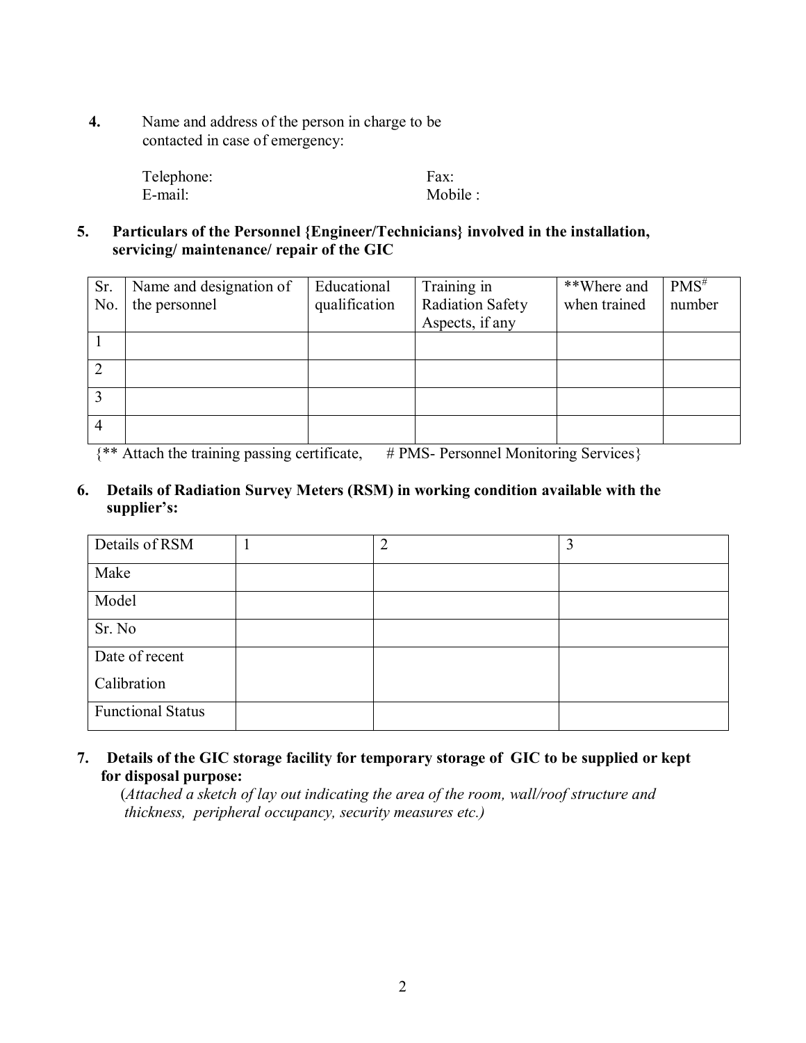**4.** Name and address of the person in charge to be contacted in case of emergency:

Telephone: Fax:
E-mail: Mobile :

**5. Particulars of the Personnel {Engineer/Technicians} involved in the installation, servicing/ maintenance/ repair of the GIC**

| Sr. No. | Name and designation of the personnel | Educational qualification | Training in Radiation Safety Aspects, if any | **Where and when trained | PMS# number |
|---|---|---|---|---|---|
| 1 | | | | | |
| 2 | | | | | |
| 3 | | | | | |
| 4 | | | | | |

{** Attach the training passing certificate, # PMS- Personnel Monitoring Services}

**6. Details of Radiation Survey Meters (RSM) in working condition available with the supplier's:**

| Details of RSM | 1 | 2 | 3 |
|---|---|---|---|
| Make | | | |
| Model | | | |
| Sr. No | | | |
| Date of recent Calibration | | | |
| Functional Status | | | |

**7. Details of the GIC storage facility for temporary storage of GIC to be supplied or kept for disposal purpose:**

(*Attached a sketch of lay out indicating the area of the room, wall/roof structure and thickness, peripheral occupancy, security measures etc.)*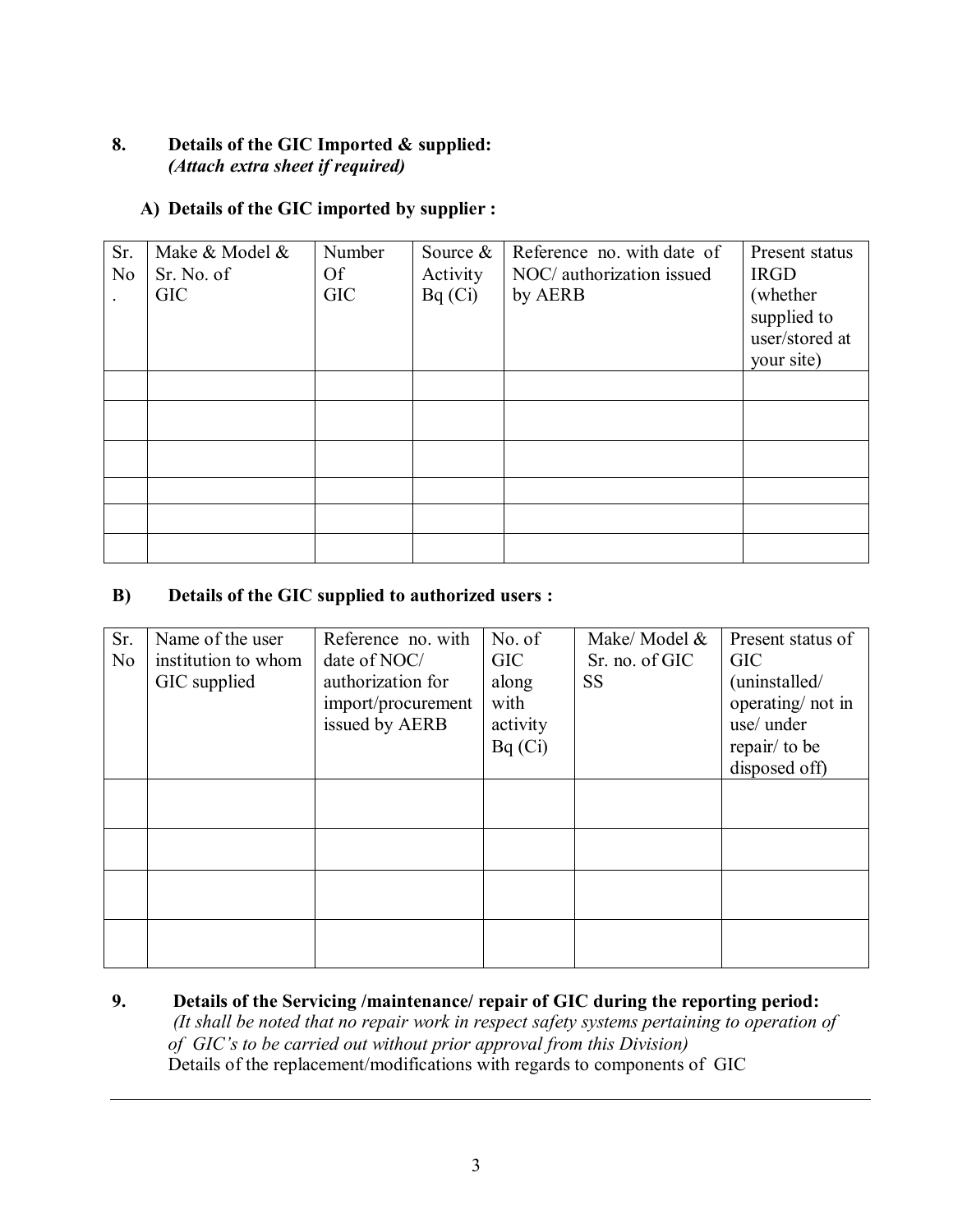**8. Details of the GIC Imported & supplied:**
***(Attach extra sheet if required)***

**A) Details of the GIC imported by supplier :**

| Sr. No. | Make & Model & Sr. No. of GIC | Number Of GIC | Source & Activity Bq (Ci) | Reference no. with date of NOC/ authorization issued by AERB | Present status IRGD (whether supplied to user/stored at your site) |
|---|---|---|---|---|---|
| | | | | | |
| | | | | | |
| | | | | | |
| | | | | | |
| | | | | | |
| | | | | | |

**B) Details of the GIC supplied to authorized users :**

| Sr. No | Name of the user institution to whom GIC supplied | Reference no. with date of NOC/ authorization for import/procurement issued by AERB | No. of GIC along with activity Bq (Ci) | Make/ Model & Sr. no. of GIC SS | Present status of GIC (uninstalled/ operating/ not in use/ under repair/ to be disposed off) |
|---|---|---|---|---|---|
| | | | | | |
| | | | | | |
| | | | | | |
| | | | | | |

**9. Details of the Servicing /maintenance/ repair of GIC during the reporting period:**
*(It shall be noted that no repair work in respect safety systems pertaining to operation of of GIC's to be carried out without prior approval from this Division)*
Details of the replacement/modifications with regards to components of GIC

---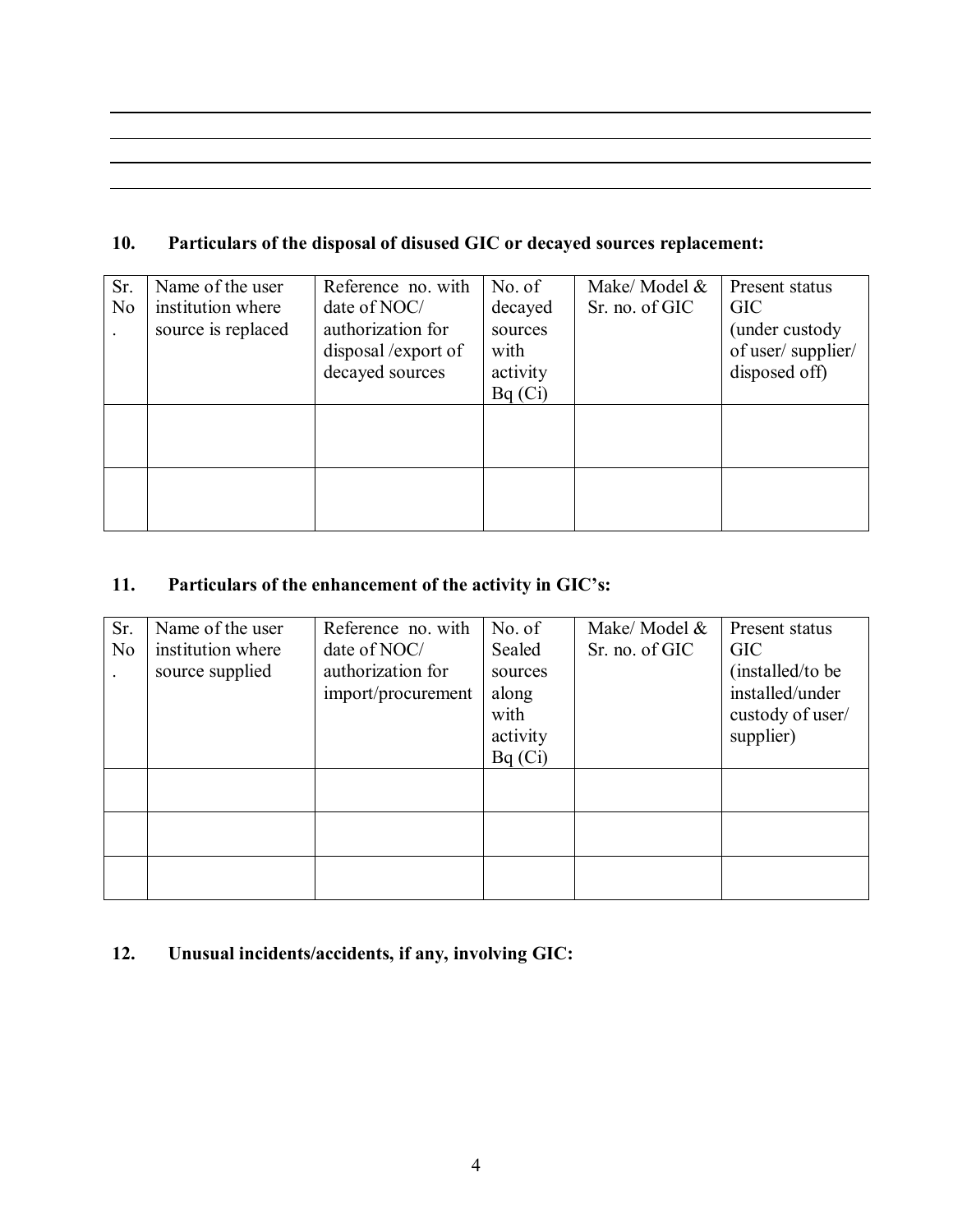## 10. Particulars of the disposal of disused GIC or decayed sources replacement:

| Sr. No. | Name of the user institution where source is replaced | Reference no. with date of NOC/ authorization for disposal /export of decayed sources | No. of decayed sources with activity Bq (Ci) | Make/ Model & Sr. no. of GIC | Present status GIC (under custody of user/ supplier/ disposed off) |
|---|---|---|---|---|---|
| | | | | | |
| | | | | | |

## 11. Particulars of the enhancement of the activity in GIC's:

| Sr. No. | Name of the user institution where source supplied | Reference no. with date of NOC/ authorization for import/procurement | No. of Sealed sources along with activity Bq (Ci) | Make/ Model & Sr. no. of GIC | Present status GIC (installed/to be installed/under custody of user/ supplier) |
|---|---|---|---|---|---|
| | | | | | |
| | | | | | |
| | | | | | |

## 12. Unusual incidents/accidents, if any, involving GIC: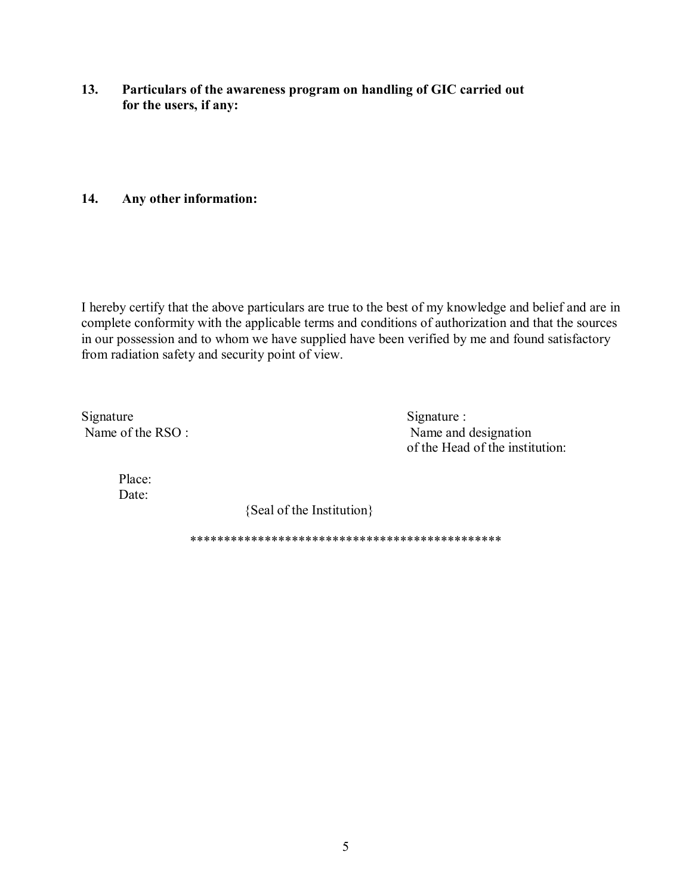**13. Particulars of the awareness program on handling of GIC carried out for the users, if any:**

**14. Any other information:**

I hereby certify that the above particulars are true to the best of my knowledge and belief and are in complete conformity with the applicable terms and conditions of authorization and that the sources in our possession and to whom we have supplied have been verified by me and found satisfactory from radiation safety and security point of view.

Signature
Name of the RSO :

Signature :
Name and designation
of the Head of the institution:

Place:
Date:

{Seal of the Institution}

**********************************************